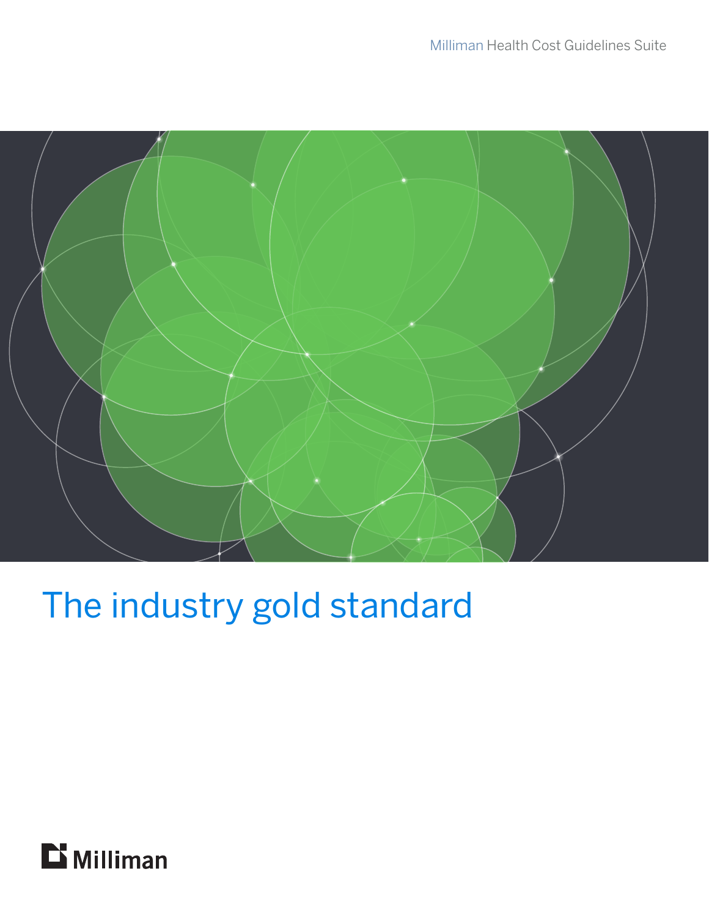Milliman Health Cost Guidelines Suite

# The industry gold standard

Milliman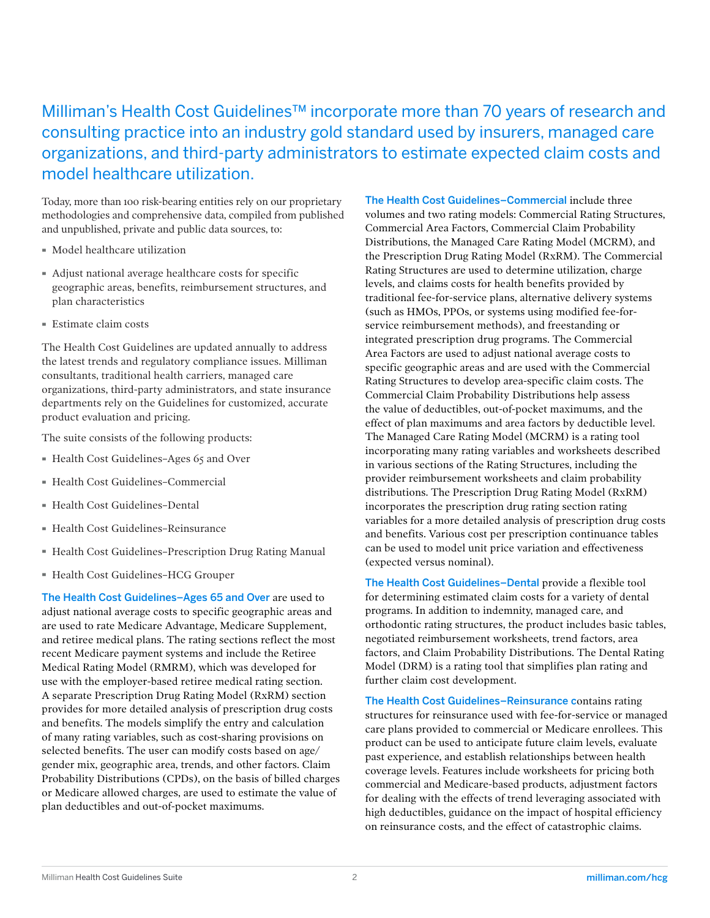# Milliman's Health Cost Guidelines™ incorporate more than 70 years of research and consulting practice into an industry gold standard used by insurers, managed care organizations, and third-party administrators to estimate expected claim costs and model healthcare utilization.

Today, more than 100 risk-bearing entities rely on our proprietary methodologies and comprehensive data, compiled from published and unpublished, private and public data sources, to:

- Model healthcare utilization
- Adjust national average healthcare costs for specific geographic areas, benefits, reimbursement structures, and plan characteristics
- Estimate claim costs

The Health Cost Guidelines are updated annually to address the latest trends and regulatory compliance issues. Milliman consultants, traditional health carriers, managed care organizations, third-party administrators, and state insurance departments rely on the Guidelines for customized, accurate product evaluation and pricing.

The suite consists of the following products:

- Health Cost Guidelines–Ages 65 and Over
- Health Cost Guidelines–Commercial
- Health Cost Guidelines–Dental
- Health Cost Guidelines–Reinsurance
- Health Cost Guidelines–Prescription Drug Rating Manual
- Health Cost Guidelines–HCG Grouper

**The Health Cost Guidelines–Ages 65 and Over** are used to adjust national average costs to specific geographic areas and are used to rate Medicare Advantage, Medicare Supplement, and retiree medical plans. The rating sections reflect the most recent Medicare payment systems and include the Retiree Medical Rating Model (RMRM), which was developed for use with the employer-based retiree medical rating section. A separate Prescription Drug Rating Model (RxRM) section provides for more detailed analysis of prescription drug costs and benefits. The models simplify the entry and calculation of many rating variables, such as cost-sharing provisions on selected benefits. The user can modify costs based on age/gender mix, geographic area, trends, and other factors. Claim Probability Distributions (CPDs), on the basis of billed charges or Medicare allowed charges, are used to estimate the value of plan deductibles and out-of-pocket maximums.

**The Health Cost Guidelines–Commercial** include three volumes and two rating models: Commercial Rating Structures, Commercial Area Factors, Commercial Claim Probability Distributions, the Managed Care Rating Model (MCRM), and the Prescription Drug Rating Model (RxRM). The Commercial Rating Structures are used to determine utilization, charge levels, and claims costs for health benefits provided by traditional fee-for-service plans, alternative delivery systems (such as HMOs, PPOs, or systems using modified fee-for-service reimbursement methods), and freestanding or integrated prescription drug programs. The Commercial Area Factors are used to adjust national average costs to specific geographic areas and are used with the Commercial Rating Structures to develop area-specific claim costs. The Commercial Claim Probability Distributions help assess the value of deductibles, out-of-pocket maximums, and the effect of plan maximums and area factors by deductible level. The Managed Care Rating Model (MCRM) is a rating tool incorporating many rating variables and worksheets described in various sections of the Rating Structures, including the provider reimbursement worksheets and claim probability distributions. The Prescription Drug Rating Model (RxRM) incorporates the prescription drug rating section rating variables for a more detailed analysis of prescription drug costs and benefits. Various cost per prescription continuance tables can be used to model unit price variation and effectiveness (expected versus nominal).

**The Health Cost Guidelines–Dental** provide a flexible tool for determining estimated claim costs for a variety of dental programs. In addition to indemnity, managed care, and orthodontic rating structures, the product includes basic tables, negotiated reimbursement worksheets, trend factors, area factors, and Claim Probability Distributions. The Dental Rating Model (DRM) is a rating tool that simplifies plan rating and further claim cost development.

**The Health Cost Guidelines–Reinsurance c**ontains rating structures for reinsurance used with fee-for-service or managed care plans provided to commercial or Medicare enrollees. This product can be used to anticipate future claim levels, evaluate past experience, and establish relationships between health coverage levels. Features include worksheets for pricing both commercial and Medicare-based products, adjustment factors for dealing with the effects of trend leveraging associated with high deductibles, guidance on the impact of hospital efficiency on reinsurance costs, and the effect of catastrophic claims.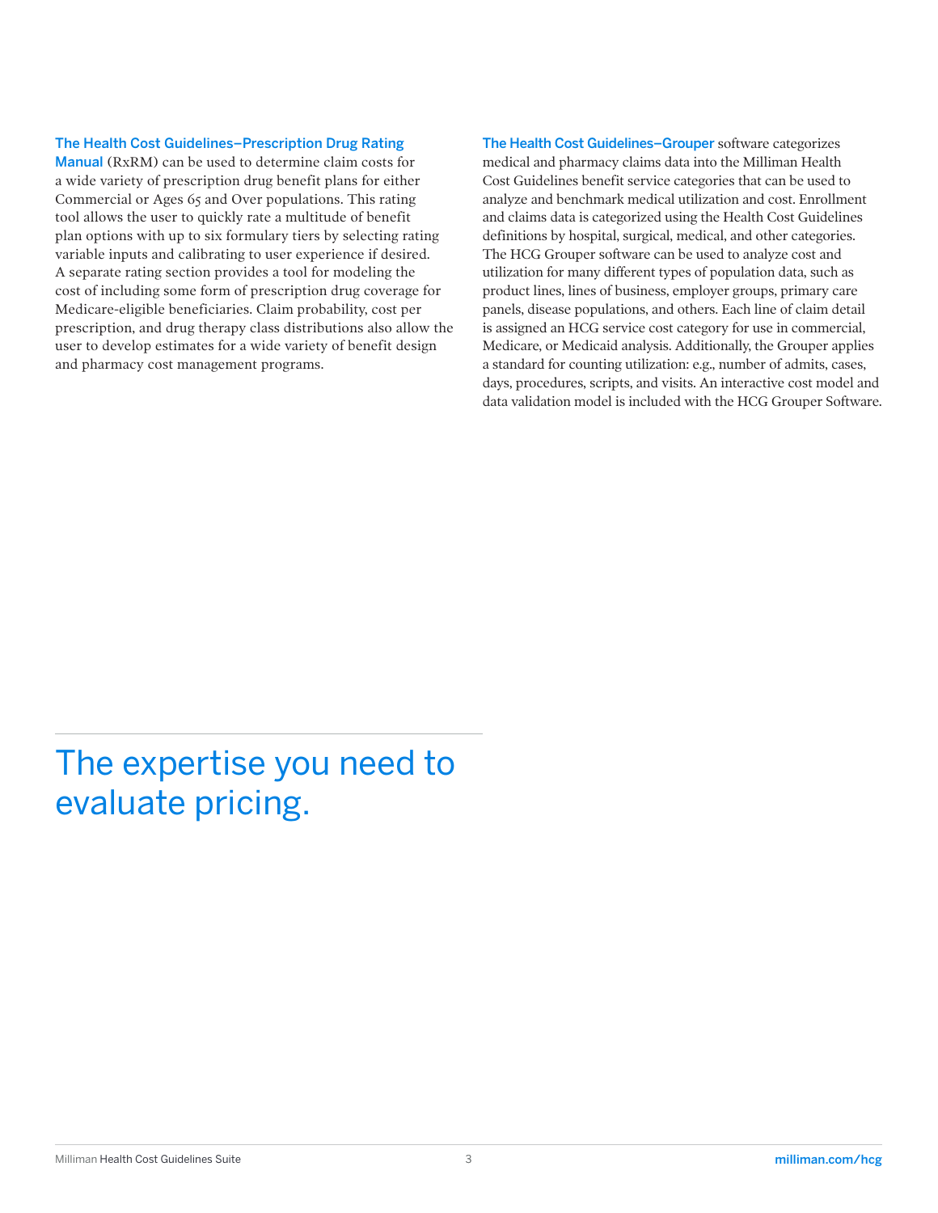**The Health Cost Guidelines–Prescription Drug Rating Manual** (RxRM) can be used to determine claim costs for a wide variety of prescription drug benefit plans for either Commercial or Ages 65 and Over populations. This rating tool allows the user to quickly rate a multitude of benefit plan options with up to six formulary tiers by selecting rating variable inputs and calibrating to user experience if desired. A separate rating section provides a tool for modeling the cost of including some form of prescription drug coverage for Medicare-eligible beneficiaries. Claim probability, cost per prescription, and drug therapy class distributions also allow the user to develop estimates for a wide variety of benefit design and pharmacy cost management programs.

**The Health Cost Guidelines–Grouper** software categorizes medical and pharmacy claims data into the Milliman Health Cost Guidelines benefit service categories that can be used to analyze and benchmark medical utilization and cost. Enrollment and claims data is categorized using the Health Cost Guidelines definitions by hospital, surgical, medical, and other categories. The HCG Grouper software can be used to analyze cost and utilization for many different types of population data, such as product lines, lines of business, employer groups, primary care panels, disease populations, and others. Each line of claim detail is assigned an HCG service cost category for use in commercial, Medicare, or Medicaid analysis. Additionally, the Grouper applies a standard for counting utilization: e.g., number of admits, cases, days, procedures, scripts, and visits. An interactive cost model and data validation model is included with the HCG Grouper Software.

## The expertise you need to evaluate pricing.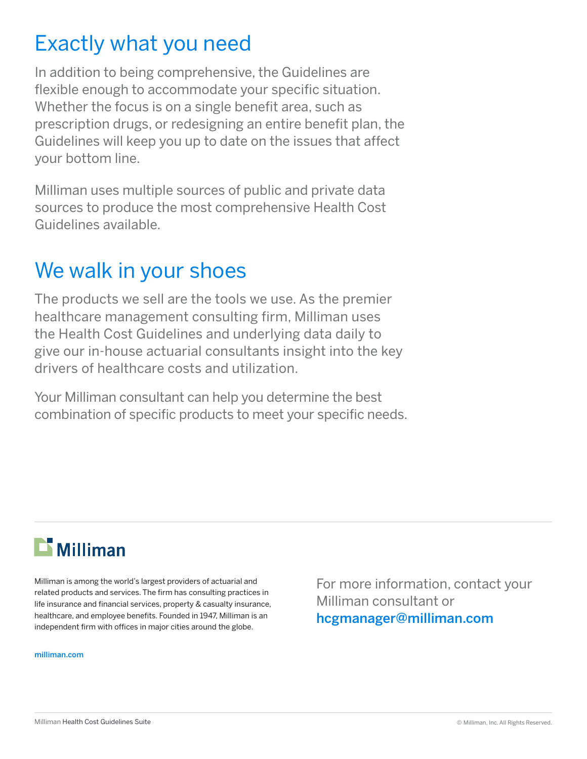## Exactly what you need

In addition to being comprehensive, the Guidelines are flexible enough to accommodate your specific situation. Whether the focus is on a single benefit area, such as prescription drugs, or redesigning an entire benefit plan, the Guidelines will keep you up to date on the issues that affect your bottom line.

Milliman uses multiple sources of public and private data sources to produce the most comprehensive Health Cost Guidelines available.

## We walk in your shoes

The products we sell are the tools we use. As the premier healthcare management consulting firm, Milliman uses the Health Cost Guidelines and underlying data daily to give our in-house actuarial consultants insight into the key drivers of healthcare costs and utilization.

Your Milliman consultant can help you determine the best combination of specific products to meet your specific needs.

---

**Milliman**

Milliman is among the world's largest providers of actuarial and related products and services. The firm has consulting practices in life insurance and financial services, property & casualty insurance, healthcare, and employee benefits. Founded in 1947, Milliman is an independent firm with offices in major cities around the globe.

**milliman.com**

For more information, contact your Milliman consultant or **hcgmanager@milliman.com**

Milliman Health Cost Guidelines Suite

© Milliman, Inc. All Rights Reserved.